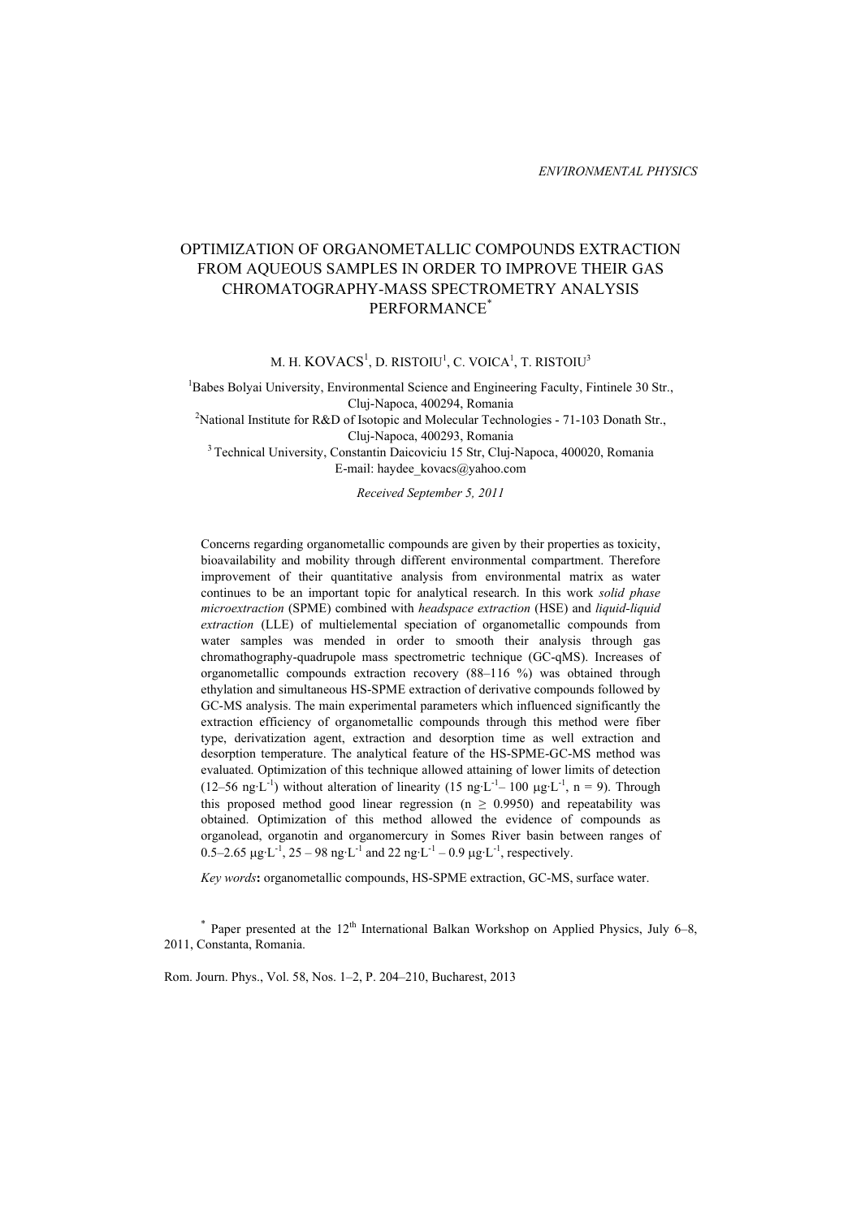ENVIRONMENTAL PHYSICS

# OPTIMIZATION OF ORGANOMETALLIC COMPOUNDS EXTRACTION FROM AQUEOUS SAMPLES IN ORDER TO IMPROVE THEIR GAS CHROMATOGRAPHY-MASS SPECTROMETRY ANALYSIS PERFORMANCE*

M. H. KOVACS[1], D. RISTOIU[1], C. VOICA[1], T. RISTOIU[3]

[1]Babes Bolyai University, Environmental Science and Engineering Faculty, Fintinele 30 Str., Cluj-Napoca, 400294, Romania

[2]National Institute for R&D of Isotopic and Molecular Technologies - 71-103 Donath Str., Cluj-Napoca, 400293, Romania

[3] Technical University, Constantin Daicoviciu 15 Str, Cluj-Napoca, 400020, Romania

E-mail: haydee_kovacs@yahoo.com

*Received September 5, 2011*

Concerns regarding organometallic compounds are given by their properties as toxicity, bioavailability and mobility through different environmental compartment. Therefore improvement of their quantitative analysis from environmental matrix as water continues to be an important topic for analytical research. In this work *solid phase microextraction* (SPME) combined with *headspace extraction* (HSE) and *liquid-liquid extraction* (LLE) of multielemental speciation of organometallic compounds from water samples was mended in order to smooth their analysis through gas chromathography-quadrupole mass spectrometric technique (GC-qMS). Increases of organometallic compounds extraction recovery (88–116 %) was obtained through ethylation and simultaneous HS-SPME extraction of derivative compounds followed by GC-MS analysis. The main experimental parameters which influenced significantly the extraction efficiency of organometallic compounds through this method were fiber type, derivatization agent, extraction and desorption time as well extraction and desorption temperature. The analytical feature of the HS-SPME-GC-MS method was evaluated. Optimization of this technique allowed attaining of lower limits of detection (12–56 $ng \cdot L^{-1}$) without alteration of linearity (15 $ng \cdot L^{-1}$– 100 $\mu g \cdot L^{-1}$, n = 9). Through this proposed method good linear regression (n ≥ 0.9950) and repeatability was obtained. Optimization of this method allowed the evidence of compounds as organolead, organotin and organomercury in Somes River basin between ranges of 0.5–2.65 $\mu g \cdot L^{-1}$, 25 – 98 $ng \cdot L^{-1}$ and 22 $ng \cdot L^{-1}$ – 0.9 $\mu g \cdot L^{-1}$, respectively.

*Key words*: organometallic compounds, HS-SPME extraction, GC-MS, surface water.

\* Paper presented at the 12th International Balkan Workshop on Applied Physics, July 6–8, 2011, Constanta, Romania.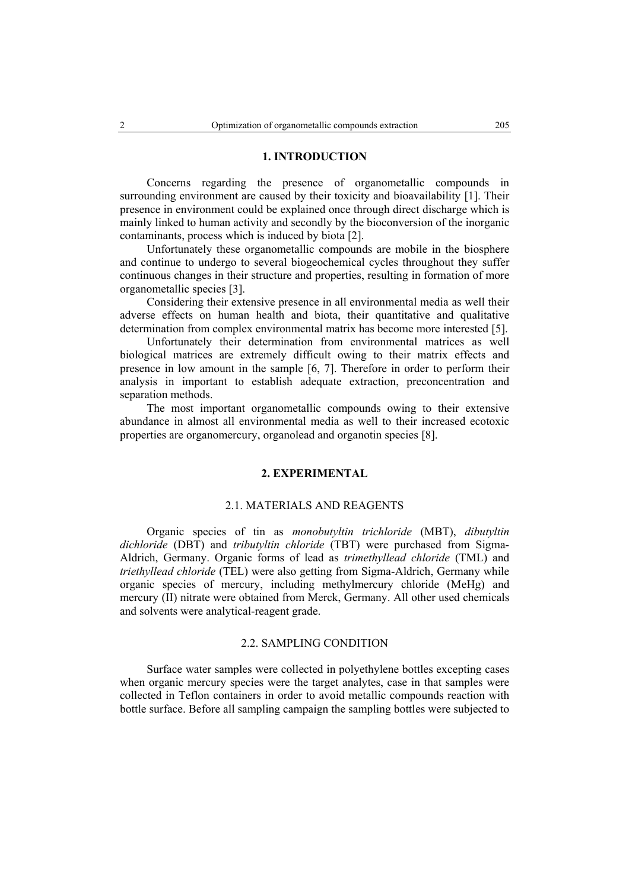## 1. INTRODUCTION

Concerns regarding the presence of organometallic compounds in surrounding environment are caused by their toxicity and bioavailability [1]. Their presence in environment could be explained once through direct discharge which is mainly linked to human activity and secondly by the bioconversion of the inorganic contaminants, process which is induced by biota [2].

Unfortunately these organometallic compounds are mobile in the biosphere and continue to undergo to several biogeochemical cycles throughout they suffer continuous changes in their structure and properties, resulting in formation of more organometallic species [3].

Considering their extensive presence in all environmental media as well their adverse effects on human health and biota, their quantitative and qualitative determination from complex environmental matrix has become more interested [5].

Unfortunately their determination from environmental matrices as well biological matrices are extremely difficult owing to their matrix effects and presence in low amount in the sample [6, 7]. Therefore in order to perform their analysis in important to establish adequate extraction, preconcentration and separation methods.

The most important organometallic compounds owing to their extensive abundance in almost all environmental media as well to their increased ecotoxic properties are organomercury, organolead and organotin species [8].

## 2. EXPERIMENTAL

### 2.1. MATERIALS AND REAGENTS

Organic species of tin as *monobutyltin trichloride* (MBT), *dibutyltin dichloride* (DBT) and *tributyltin chloride* (TBT) were purchased from Sigma-Aldrich, Germany. Organic forms of lead as *trimethyllead chloride* (TML) and *triethyllead chloride* (TEL) were also getting from Sigma-Aldrich, Germany while organic species of mercury, including methylmercury chloride (MeHg) and mercury (II) nitrate were obtained from Merck, Germany. All other used chemicals and solvents were analytical-reagent grade.

### 2.2. SAMPLING CONDITION

Surface water samples were collected in polyethylene bottles excepting cases when organic mercury species were the target analytes, case in that samples were collected in Teflon containers in order to avoid metallic compounds reaction with bottle surface. Before all sampling campaign the sampling bottles were subjected to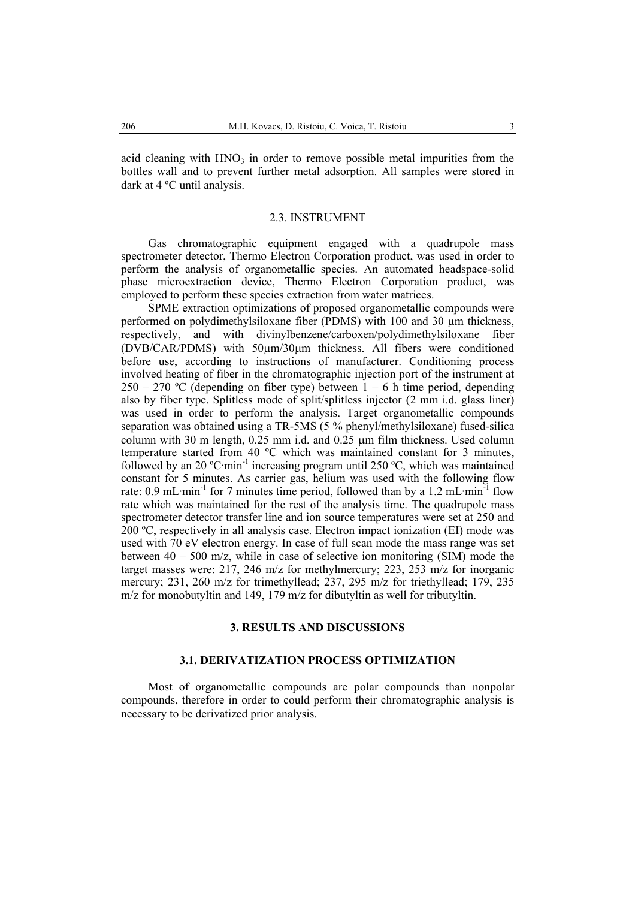acid cleaning with $HNO_3$ in order to remove possible metal impurities from the bottles wall and to prevent further metal adsorption. All samples were stored in dark at 4 ºC until analysis.

### 2.3. INSTRUMENT

Gas chromatographic equipment engaged with a quadrupole mass spectrometer detector, Thermo Electron Corporation product, was used in order to perform the analysis of organometallic species. An automated headspace-solid phase microextraction device, Thermo Electron Corporation product, was employed to perform these species extraction from water matrices.

SPME extraction optimizations of proposed organometallic compounds were performed on polydimethylsiloxane fiber (PDMS) with 100 and 30 μm thickness, respectively, and with divinylbenzene/carboxen/polydimethylsiloxane fiber (DVB/CAR/PDMS) with 50μm/30μm thickness. All fibers were conditioned before use, according to instructions of manufacturer. Conditioning process involved heating of fiber in the chromatographic injection port of the instrument at 250 – 270 ºC (depending on fiber type) between 1 – 6 h time period, depending also by fiber type. Splitless mode of split/splitless injector (2 mm i.d. glass liner) was used in order to perform the analysis. Target organometallic compounds separation was obtained using a TR-5MS (5 % phenyl/methylsiloxane) fused-silica column with 30 m length, 0.25 mm i.d. and 0.25 μm film thickness. Used column temperature started from 40 ºC which was maintained constant for 3 minutes, followed by an 20 $ºC \cdot min^{-1}$ increasing program until 250 ºC, which was maintained constant for 5 minutes. As carrier gas, helium was used with the following flow rate: 0.9 $mL \cdot min^{-1}$ for 7 minutes time period, followed than by a 1.2 $mL \cdot min^{-1}$ flow rate which was maintained for the rest of the analysis time. The quadrupole mass spectrometer detector transfer line and ion source temperatures were set at 250 and 200 ºC, respectively in all analysis case. Electron impact ionization (EI) mode was used with 70 eV electron energy. In case of full scan mode the mass range was set between 40 – 500 m/z, while in case of selective ion monitoring (SIM) mode the target masses were: 217, 246 m/z for methylmercury; 223, 253 m/z for inorganic mercury; 231, 260 m/z for trimethyllead; 237, 295 m/z for triethyllead; 179, 235 m/z for monobutyltin and 149, 179 m/z for dibutyltin as well for tributyltin.

## 3. RESULTS AND DISCUSSIONS

### 3.1. DERIVATIZATION PROCESS OPTIMIZATION

Most of organometallic compounds are polar compounds than nonpolar compounds, therefore in order to could perform their chromatographic analysis is necessary to be derivatized prior analysis.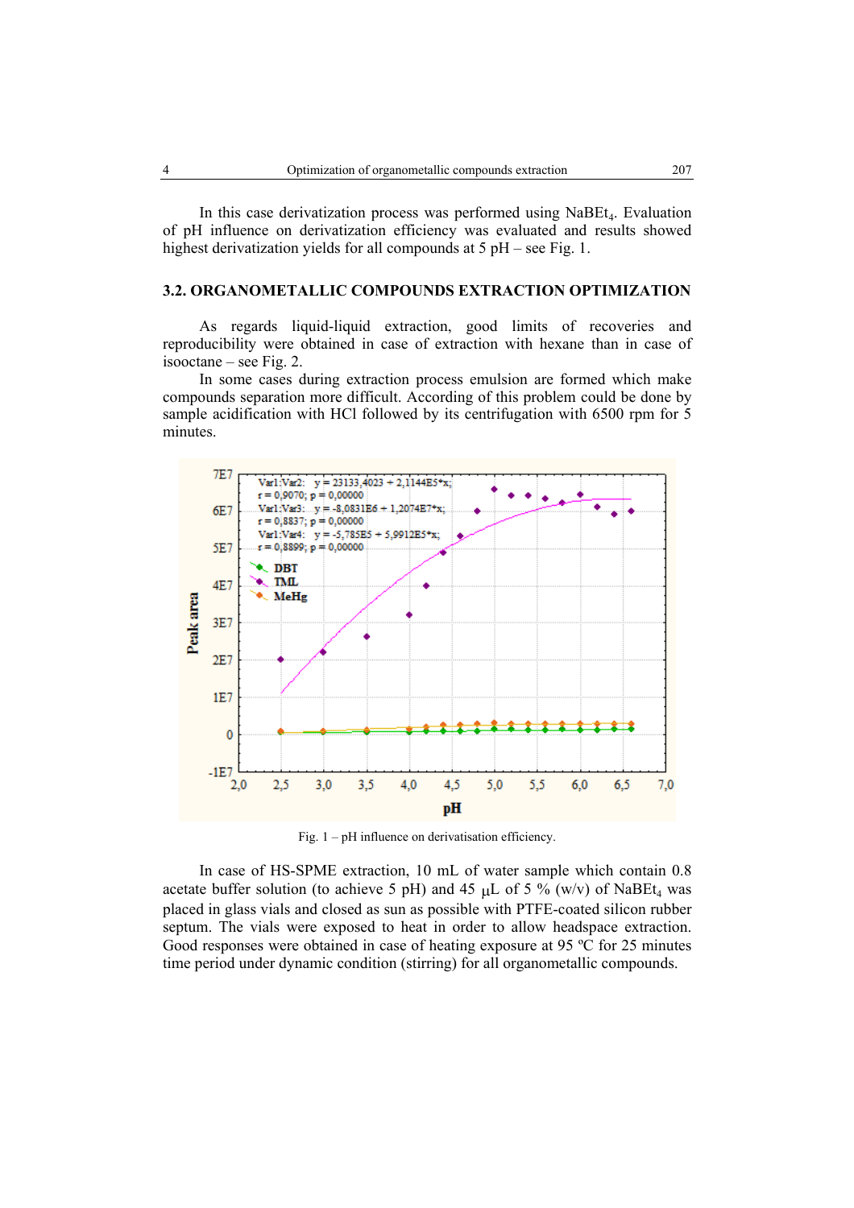In this case derivatization process was performed using $NaBEt_4$. Evaluation of pH influence on derivatization efficiency was evaluated and results showed highest derivatization yields for all compounds at 5 pH – see Fig. 1.

### 3.2. ORGANOMETALLIC COMPOUNDS EXTRACTION OPTIMIZATION

As regards liquid-liquid extraction, good limits of recoveries and reproducibility were obtained in case of extraction with hexane than in case of isooctane – see Fig. 2.

In some cases during extraction process emulsion are formed which make compounds separation more difficult. According of this problem could be done by sample acidification with HCl followed by its centrifugation with 6500 rpm for 5 minutes.

Fig. 1 – pH influence on derivatisation efficiency.

In case of HS-SPME extraction, 10 mL of water sample which contain 0.8 acetate buffer solution (to achieve 5 pH) and 45 μL of 5 % (w/v) of $NaBEt_4$ was placed in glass vials and closed as sun as possible with PTFE-coated silicon rubber septum. The vials were exposed to heat in order to allow headspace extraction. Good responses were obtained in case of heating exposure at 95 ºC for 25 minutes time period under dynamic condition (stirring) for all organometallic compounds.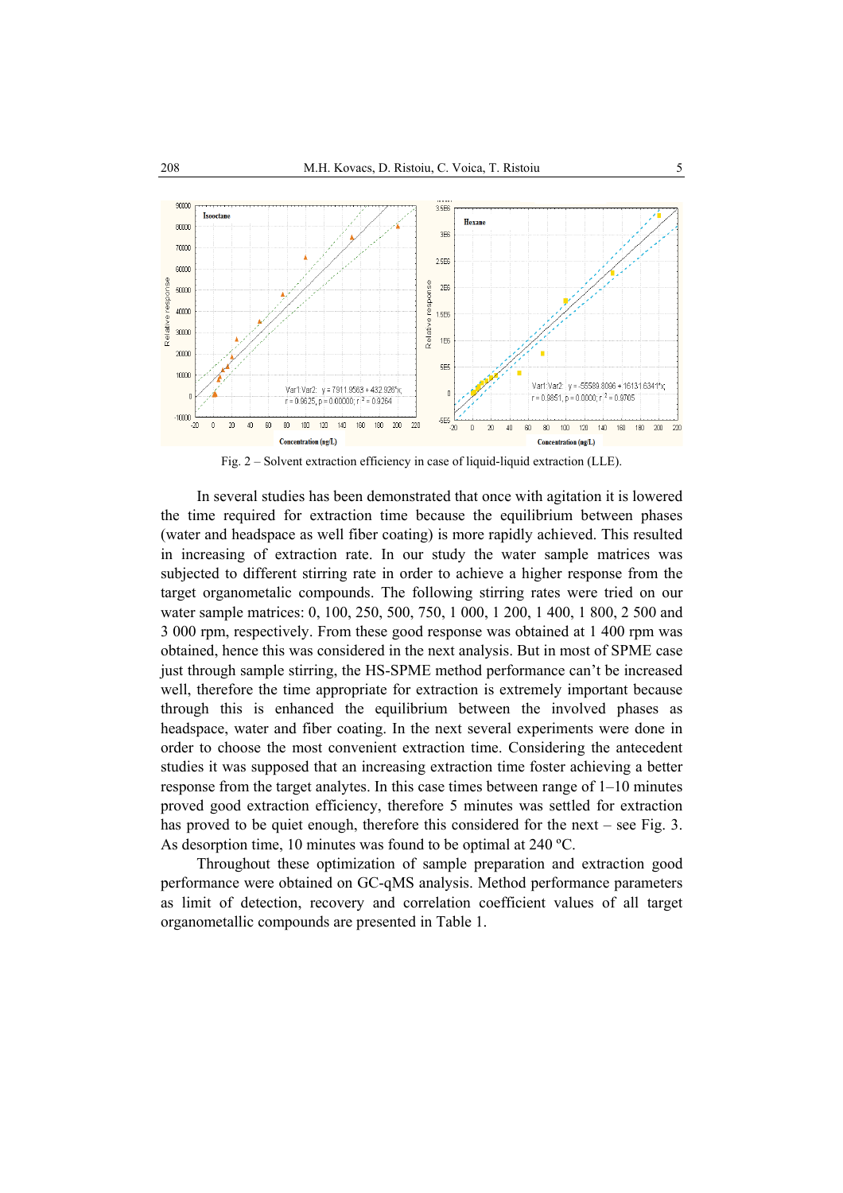Fig. 2 – Solvent extraction efficiency in case of liquid-liquid extraction (LLE).

In several studies has been demonstrated that once with agitation it is lowered the time required for extraction time because the equilibrium between phases (water and headspace as well fiber coating) is more rapidly achieved. This resulted in increasing of extraction rate. In our study the water sample matrices was subjected to different stirring rate in order to achieve a higher response from the target organometalic compounds. The following stirring rates were tried on our water sample matrices: 0, 100, 250, 500, 750, 1 000, 1 200, 1 400, 1 800, 2 500 and 3 000 rpm, respectively. From these good response was obtained at 1 400 rpm was obtained, hence this was considered in the next analysis. But in most of SPME case just through sample stirring, the HS-SPME method performance can't be increased well, therefore the time appropriate for extraction is extremely important because through this is enhanced the equilibrium between the involved phases as headspace, water and fiber coating. In the next several experiments were done in order to choose the most convenient extraction time. Considering the antecedent studies it was supposed that an increasing extraction time foster achieving a better response from the target analytes. In this case times between range of 1–10 minutes proved good extraction efficiency, therefore 5 minutes was settled for extraction has proved to be quiet enough, therefore this considered for the next – see Fig. 3. As desorption time, 10 minutes was found to be optimal at 240 ºC.

Throughout these optimization of sample preparation and extraction good performance were obtained on GC-qMS analysis. Method performance parameters as limit of detection, recovery and correlation coefficient values of all target organometallic compounds are presented in Table 1.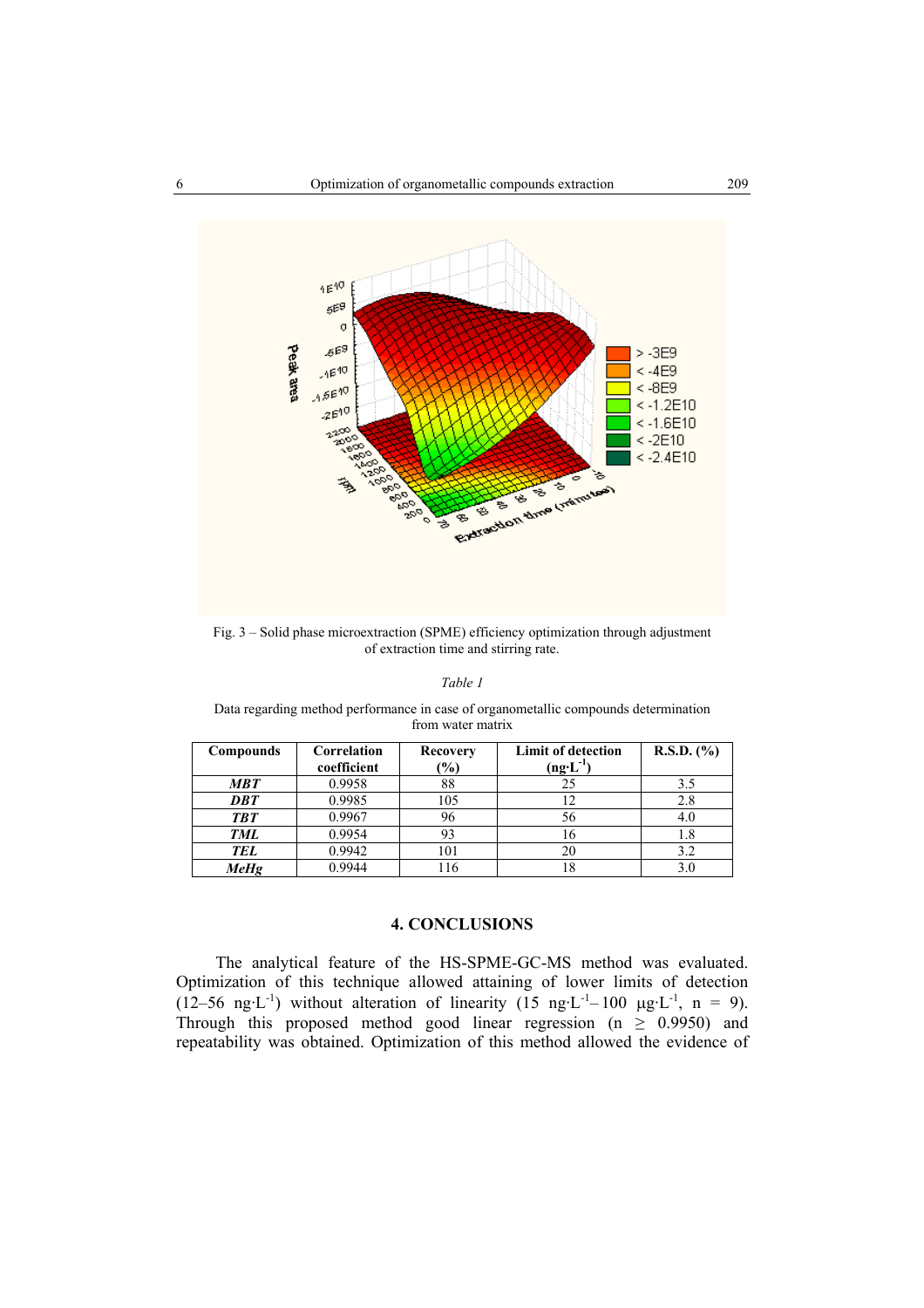Fig. 3 – Solid phase microextraction (SPME) efficiency optimization through adjustment of extraction time and stirring rate.

*Table 1*

Data regarding method performance in case of organometallic compounds determination from water matrix

| Compounds | Correlation coefficient | Recovery (%) | Limit of detection ($ng \cdot L^{-1}$) | R.S.D. (%) |
|---|---|---|---|---|
| ***MBT*** | 0.9958 | 88 | 25 | 3.5 |
| ***DBT*** | 0.9985 | 105 | 12 | 2.8 |
| ***TBT*** | 0.9967 | 96 | 56 | 4.0 |
| ***TML*** | 0.9954 | 93 | 16 | 1.8 |
| ***TEL*** | 0.9942 | 101 | 20 | 3.2 |
| ***MeHg*** | 0.9944 | 116 | 18 | 3.0 |

## 4. CONCLUSIONS

The analytical feature of the HS-SPME-GC-MS method was evaluated. Optimization of this technique allowed attaining of lower limits of detection (12–56 $ng \cdot L^{-1}$) without alteration of linearity (15 $ng \cdot L^{-1}$– 100 $\mu g \cdot L^{-1}$, n = 9). Through this proposed method good linear regression ($n \geq 0.9950$) and repeatability was obtained. Optimization of this method allowed the evidence of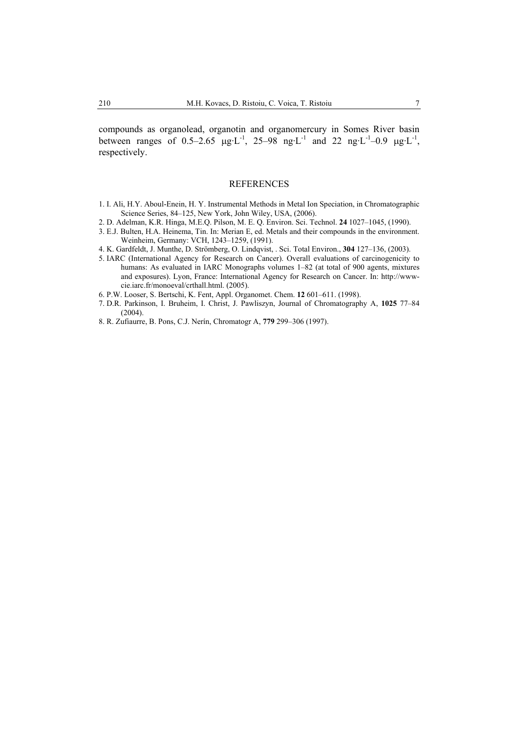compounds as organolead, organotin and organomercury in Somes River basin between ranges of 0.5–2.65 $\mu g \cdot L^{-1}$, 25–98 $ng \cdot L^{-1}$ and 22 $ng \cdot L^{-1}$–0.9 $\mu g \cdot L^{-1}$, respectively.

## REFERENCES

1. I. Ali, H.Y. Aboul-Enein, H. Y. Instrumental Methods in Metal Ion Speciation, in Chromatographic Science Series, 84–125, New York, John Wiley, USA, (2006).
2. D. Adelman, K.R. Hinga, M.E.Q. Pilson, M. E. Q. Environ. Sci. Technol. **24** 1027–1045, (1990).
3. E.J. Bulten, H.A. Heinema, Tin. In: Merian E, ed. Metals and their compounds in the environment. Weinheim, Germany: VCH, 1243–1259, (1991).
4. K. Gardfeldt, J. Munthe, D. Strömberg, O. Lindqvist, . Sci. Total Environ., **304** 127–136, (2003).
5. IARC (International Agency for Research on Cancer). Overall evaluations of carcinogenicity to humans: As evaluated in IARC Monographs volumes 1–82 (at total of 900 agents, mixtures and exposures). Lyon, France: International Agency for Research on Cancer. In: http://www-cie.iarc.fr/monoeval/crthall.html. (2005).
6. P.W. Looser, S. Bertschi, K. Fent, Appl. Organomet. Chem. **12** 601–611. (1998).
7. D.R. Parkinson, I. Bruheim, I. Christ, J. Pawliszyn, Journal of Chromatography A, **1025** 77–84 (2004).
8. R. Zufiaurre, B. Pons, C.J. Nerín, Chromatogr A, **779** 299–306 (1997).